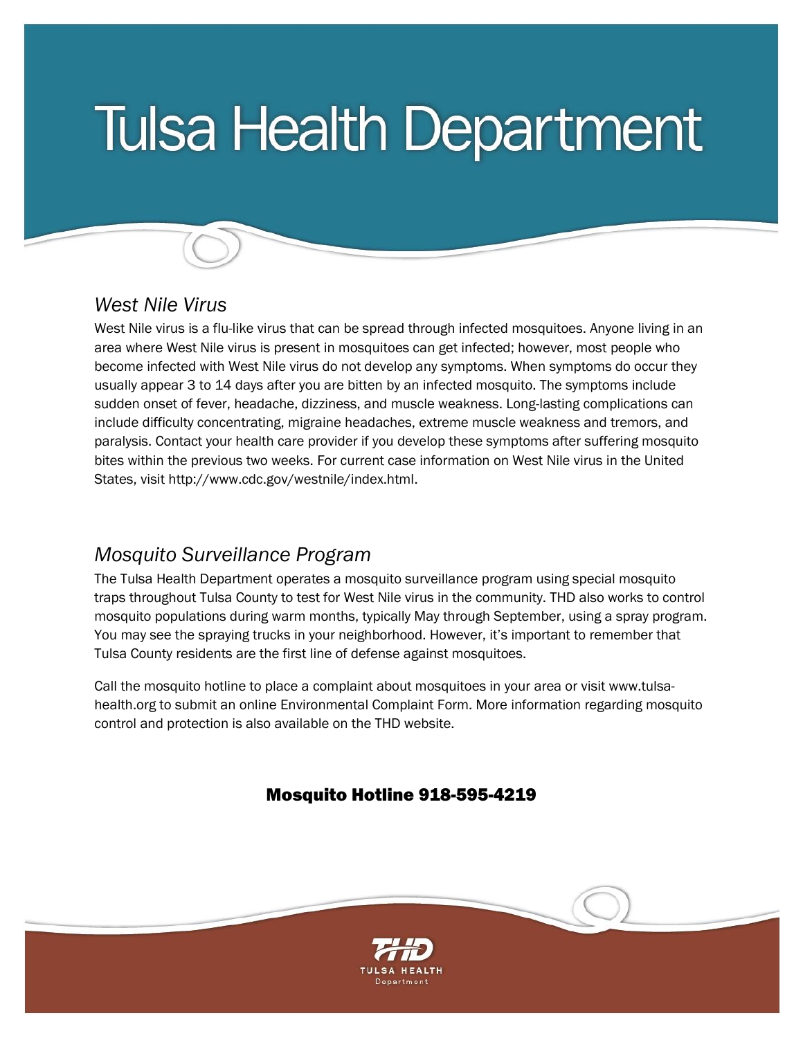# Tulsa Health Department

## *West Nile Virus*

West Nile virus is a flu-like virus that can be spread through infected mosquitoes. Anyone living in an area where West Nile virus is present in mosquitoes can get infected; however, most people who become infected with West Nile virus do not develop any symptoms. When symptoms do occur they usually appear 3 to 14 days after you are bitten by an infected mosquito. The symptoms include sudden onset of fever, headache, dizziness, and muscle weakness. Long-lasting complications can include difficulty concentrating, migraine headaches, extreme muscle weakness and tremors, and paralysis. Contact your health care provider if you develop these symptoms after suffering mosquito bites within the previous two weeks. For current case information on West Nile virus in the United States, visit http://www.cdc.gov/westnile/index.html.

## *Mosquito Surveillance Program*

The Tulsa Health Department operates a mosquito surveillance program using special mosquito traps throughout Tulsa County to test for West Nile virus in the community. THD also works to control mosquito populations during warm months, typically May through September, using a spray program. You may see the spraying trucks in your neighborhood. However, it's important to remember that Tulsa County residents are the first line of defense against mosquitoes.

Call the mosquito hotline to place a complaint about mosquitoes in your area or visit www.tulsa-health.org to submit an online Environmental Complaint Form. More information regarding mosquito control and protection is also available on the THD website.

**Mosquito Hotline 918-595-4219**

THD
TULSA HEALTH
Department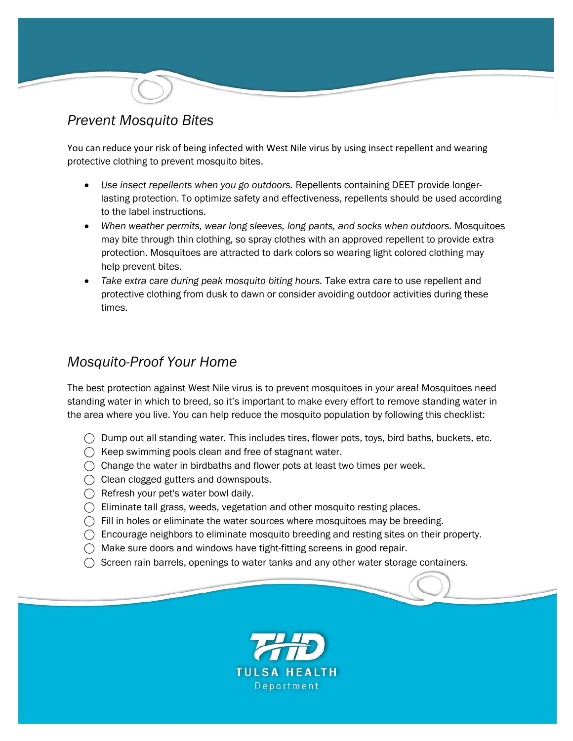## *Prevent Mosquito Bites*

You can reduce your risk of being infected with West Nile virus by using insect repellent and wearing protective clothing to prevent mosquito bites.

- *Use insect repellents when you go outdoors.* Repellents containing DEET provide longer-lasting protection. To optimize safety and effectiveness, repellents should be used according to the label instructions.
- *When weather permits, wear long sleeves, long pants, and socks when outdoors.* Mosquitoes may bite through thin clothing, so spray clothes with an approved repellent to provide extra protection. Mosquitoes are attracted to dark colors so wearing light colored clothing may help prevent bites.
- *Take extra care during peak mosquito biting hours.* Take extra care to use repellent and protective clothing from dusk to dawn or consider avoiding outdoor activities during these times.

## *Mosquito-Proof Your Home*

The best protection against West Nile virus is to prevent mosquitoes in your area! Mosquitoes need standing water in which to breed, so it's important to make every effort to remove standing water in the area where you live. You can help reduce the mosquito population by following this checklist:

- [ ] Dump out all standing water. This includes tires, flower pots, toys, bird baths, buckets, etc.
- [ ] Keep swimming pools clean and free of stagnant water.
- [ ] Change the water in birdbaths and flower pots at least two times per week.
- [ ] Clean clogged gutters and downspouts.
- [ ] Refresh your pet's water bowl daily.
- [ ] Eliminate tall grass, weeds, vegetation and other mosquito resting places.
- [ ] Fill in holes or eliminate the water sources where mosquitoes may be breeding.
- [ ] Encourage neighbors to eliminate mosquito breeding and resting sites on their property.
- [ ] Make sure doors and windows have tight-fitting screens in good repair.
- [ ] Screen rain barrels, openings to water tanks and any other water storage containers.

THD
TULSA HEALTH
Department